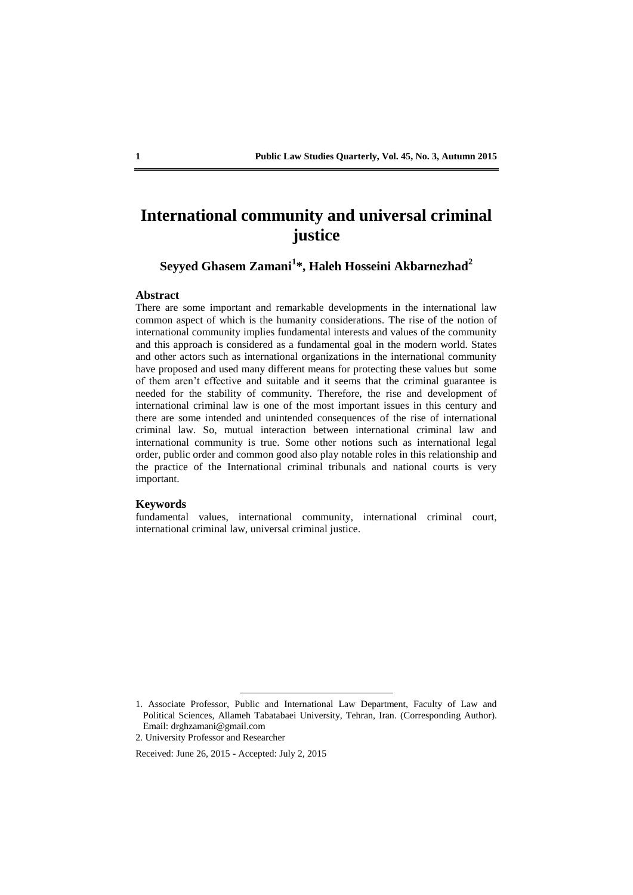# International community and universal criminal justice

**Seyyed Ghasem Zamani[1]*, Haleh Hosseini Akbarnezhad[2]**

## Abstract

There are some important and remarkable developments in the international law common aspect of which is the humanity considerations. The rise of the notion of international community implies fundamental interests and values of the community and this approach is considered as a fundamental goal in the modern world. States and other actors such as international organizations in the international community have proposed and used many different means for protecting these values but some of them aren't effective and suitable and it seems that the criminal guarantee is needed for the stability of community. Therefore, the rise and development of international criminal law is one of the most important issues in this century and there are some intended and unintended consequences of the rise of international criminal law. So, mutual interaction between international criminal law and international community is true. Some other notions such as international legal order, public order and common good also play notable roles in this relationship and the practice of the International criminal tribunals and national courts is very important.

## Keywords

fundamental values, international community, international criminal court, international criminal law, universal criminal justice.

---

1. Associate Professor, Public and International Law Department, Faculty of Law and Political Sciences, Allameh Tabatabaei University, Tehran, Iran. (Corresponding Author). Email: drghzamani@gmail.com
2. University Professor and Researcher

Received: June 26, 2015 - Accepted: July 2, 2015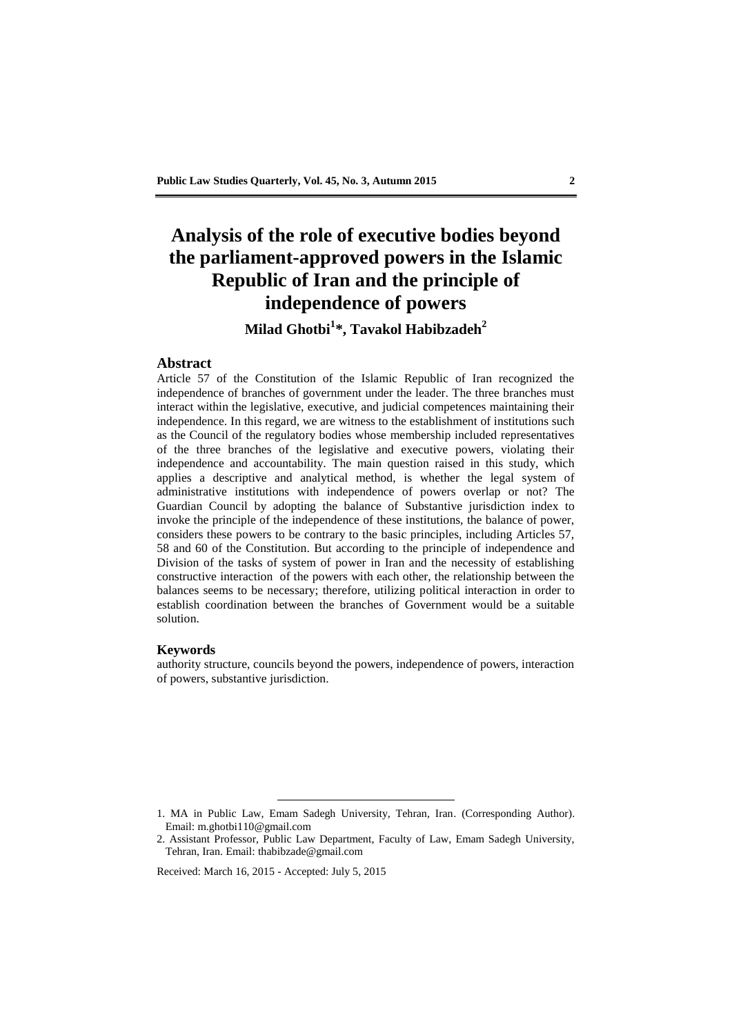# Analysis of the role of executive bodies beyond the parliament-approved powers in the Islamic Republic of Iran and the principle of independence of powers

**Milad Ghotbi[1]*, Tavakol Habibzadeh[2]**

## Abstract

Article 57 of the Constitution of the Islamic Republic of Iran recognized the independence of branches of government under the leader. The three branches must interact within the legislative, executive, and judicial competences maintaining their independence. In this regard, we are witness to the establishment of institutions such as the Council of the regulatory bodies whose membership included representatives of the three branches of the legislative and executive powers, violating their independence and accountability. The main question raised in this study, which applies a descriptive and analytical method, is whether the legal system of administrative institutions with independence of powers overlap or not? The Guardian Council by adopting the balance of Substantive jurisdiction index to invoke the principle of the independence of these institutions, the balance of power, considers these powers to be contrary to the basic principles, including Articles 57, 58 and 60 of the Constitution. But according to the principle of independence and Division of the tasks of system of power in Iran and the necessity of establishing constructive interaction of the powers with each other, the relationship between the balances seems to be necessary; therefore, utilizing political interaction in order to establish coordination between the branches of Government would be a suitable solution.

## Keywords

authority structure, councils beyond the powers, independence of powers, interaction of powers, substantive jurisdiction.

---

1. MA in Public Law, Emam Sadegh University, Tehran, Iran. (Corresponding Author). Email: m.ghotbi110@gmail.com
2. Assistant Professor, Public Law Department, Faculty of Law, Emam Sadegh University, Tehran, Iran. Email: thabibzade@gmail.com

Received: March 16, 2015 - Accepted: July 5, 2015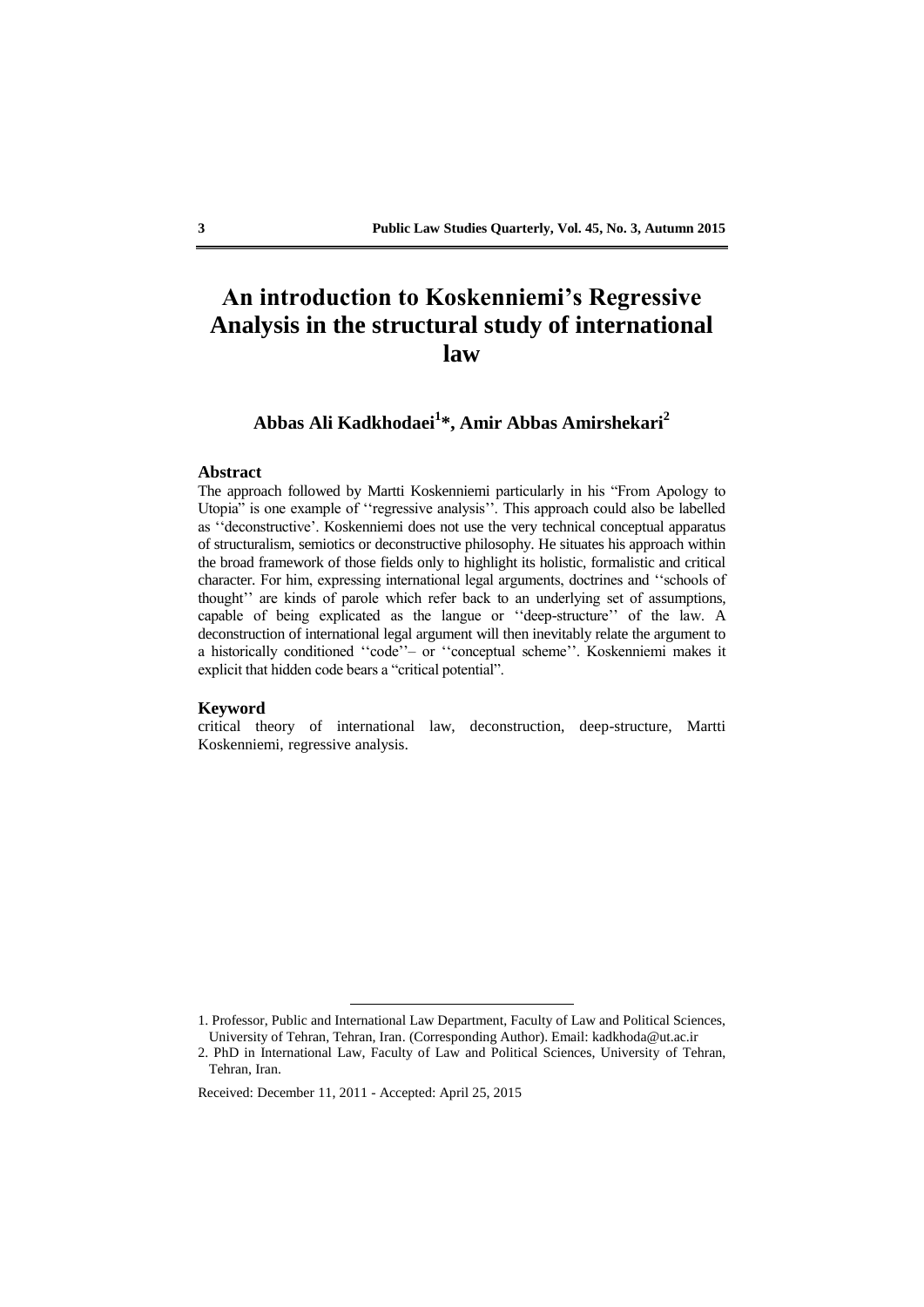# An introduction to Koskenniemi's Regressive Analysis in the structural study of international law

**Abbas Ali Kadkhodaei[1]*, Amir Abbas Amirshekari[2]**

## Abstract

The approach followed by Martti Koskenniemi particularly in his "From Apology to Utopia" is one example of ''regressive analysis''. This approach could also be labelled as ''deconstructive'. Koskenniemi does not use the very technical conceptual apparatus of structuralism, semiotics or deconstructive philosophy. He situates his approach within the broad framework of those fields only to highlight its holistic, formalistic and critical character. For him, expressing international legal arguments, doctrines and ''schools of thought'' are kinds of parole which refer back to an underlying set of assumptions, capable of being explicated as the langue or ''deep-structure'' of the law. A deconstruction of international legal argument will then inevitably relate the argument to a historically conditioned ''code''– or ''conceptual scheme''. Koskenniemi makes it explicit that hidden code bears a "critical potential".

## Keyword

critical theory of international law, deconstruction, deep-structure, Martti Koskenniemi, regressive analysis.

---

1. Professor, Public and International Law Department, Faculty of Law and Political Sciences, University of Tehran, Tehran, Iran. (Corresponding Author). Email: kadkhoda@ut.ac.ir
2. PhD in International Law, Faculty of Law and Political Sciences, University of Tehran, Tehran, Iran.

Received: December 11, 2011 - Accepted: April 25, 2015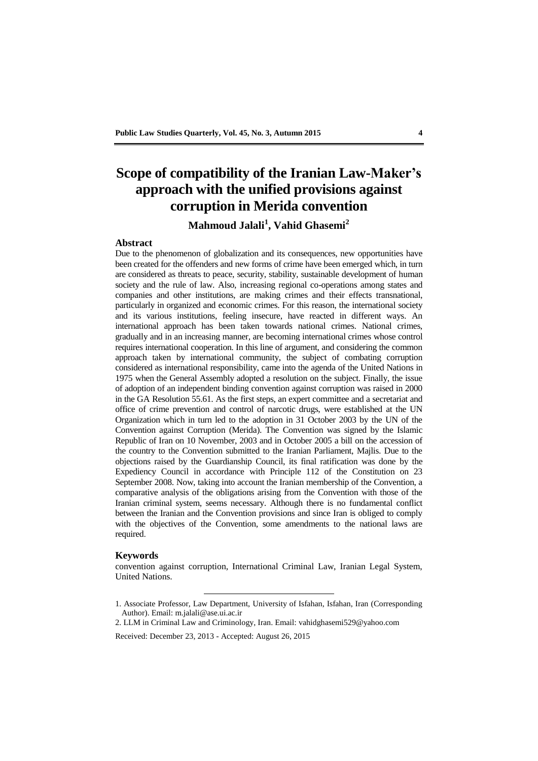# Scope of compatibility of the Iranian Law-Maker's approach with the unified provisions against corruption in Merida convention

**Mahmoud Jalali[1], Vahid Ghasemi[2]**

## Abstract

Due to the phenomenon of globalization and its consequences, new opportunities have been created for the offenders and new forms of crime have been emerged which, in turn are considered as threats to peace, security, stability, sustainable development of human society and the rule of law. Also, increasing regional co-operations among states and companies and other institutions, are making crimes and their effects transnational, particularly in organized and economic crimes. For this reason, the international society and its various institutions, feeling insecure, have reacted in different ways. An international approach has been taken towards national crimes. National crimes, gradually and in an increasing manner, are becoming international crimes whose control requires international cooperation. In this line of argument, and considering the common approach taken by international community, the subject of combating corruption considered as international responsibility, came into the agenda of the United Nations in 1975 when the General Assembly adopted a resolution on the subject. Finally, the issue of adoption of an independent binding convention against corruption was raised in 2000 in the GA Resolution 55.61. As the first steps, an expert committee and a secretariat and office of crime prevention and control of narcotic drugs, were established at the UN Organization which in turn led to the adoption in 31 October 2003 by the UN of the Convention against Corruption (Merida). The Convention was signed by the Islamic Republic of Iran on 10 November, 2003 and in October 2005 a bill on the accession of the country to the Convention submitted to the Iranian Parliament, Majlis. Due to the objections raised by the Guardianship Council, its final ratification was done by the Expediency Council in accordance with Principle 112 of the Constitution on 23 September 2008. Now, taking into account the Iranian membership of the Convention, a comparative analysis of the obligations arising from the Convention with those of the Iranian criminal system, seems necessary. Although there is no fundamental conflict between the Iranian and the Convention provisions and since Iran is obliged to comply with the objectives of the Convention, some amendments to the national laws are required.

## Keywords

convention against corruption, International Criminal Law, Iranian Legal System, United Nations.

---

1. Associate Professor, Law Department, University of Isfahan, Isfahan, Iran (Corresponding Author). Email: m.jalali@ase.ui.ac.ir

2. LLM in Criminal Law and Criminology, Iran. Email: vahidghasemi529@yahoo.com

Received: December 23, 2013 - Accepted: August 26, 2015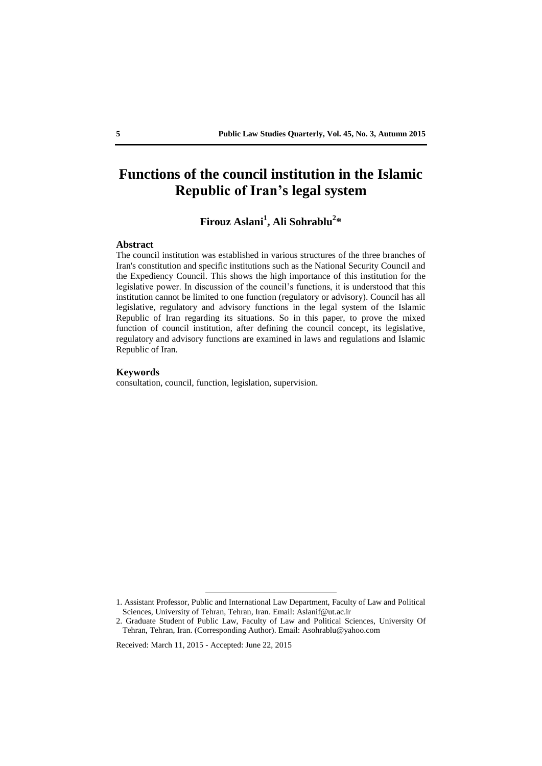# Functions of the council institution in the Islamic Republic of Iran's legal system

**Firouz Aslani[1], Ali Sohrablu[2]***

## Abstract

The council institution was established in various structures of the three branches of Iran's constitution and specific institutions such as the National Security Council and the Expediency Council. This shows the high importance of this institution for the legislative power. In discussion of the council's functions, it is understood that this institution cannot be limited to one function (regulatory or advisory). Council has all legislative, regulatory and advisory functions in the legal system of the Islamic Republic of Iran regarding its situations. So in this paper, to prove the mixed function of council institution, after defining the council concept, its legislative, regulatory and advisory functions are examined in laws and regulations and Islamic Republic of Iran.

## Keywords

consultation, council, function, legislation, supervision.

---

1. Assistant Professor, Public and International Law Department, Faculty of Law and Political Sciences, University of Tehran, Tehran, Iran. Email: Aslanif@ut.ac.ir

2. Graduate Student of Public Law, Faculty of Law and Political Sciences, University Of Tehran, Tehran, Iran. (Corresponding Author). Email: Asohrablu@yahoo.com

Received: March 11, 2015 - Accepted: June 22, 2015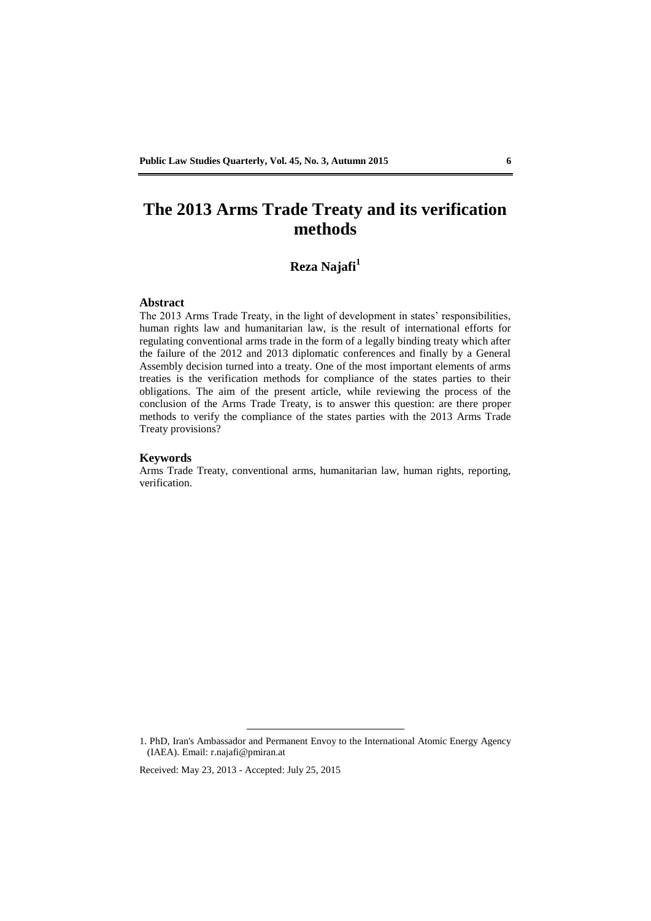# The 2013 Arms Trade Treaty and its verification methods

**Reza Najafi**[1]

### Abstract

The 2013 Arms Trade Treaty, in the light of development in states' responsibilities, human rights law and humanitarian law, is the result of international efforts for regulating conventional arms trade in the form of a legally binding treaty which after the failure of the 2012 and 2013 diplomatic conferences and finally by a General Assembly decision turned into a treaty. One of the most important elements of arms treaties is the verification methods for compliance of the states parties to their obligations. The aim of the present article, while reviewing the process of the conclusion of the Arms Trade Treaty, is to answer this question: are there proper methods to verify the compliance of the states parties with the 2013 Arms Trade Treaty provisions?

### Keywords

Arms Trade Treaty, conventional arms, humanitarian law, human rights, reporting, verification.

---

1. PhD, Iran's Ambassador and Permanent Envoy to the International Atomic Energy Agency (IAEA). Email: r.najafi@pmiran.at

Received: May 23, 2013 - Accepted: July 25, 2015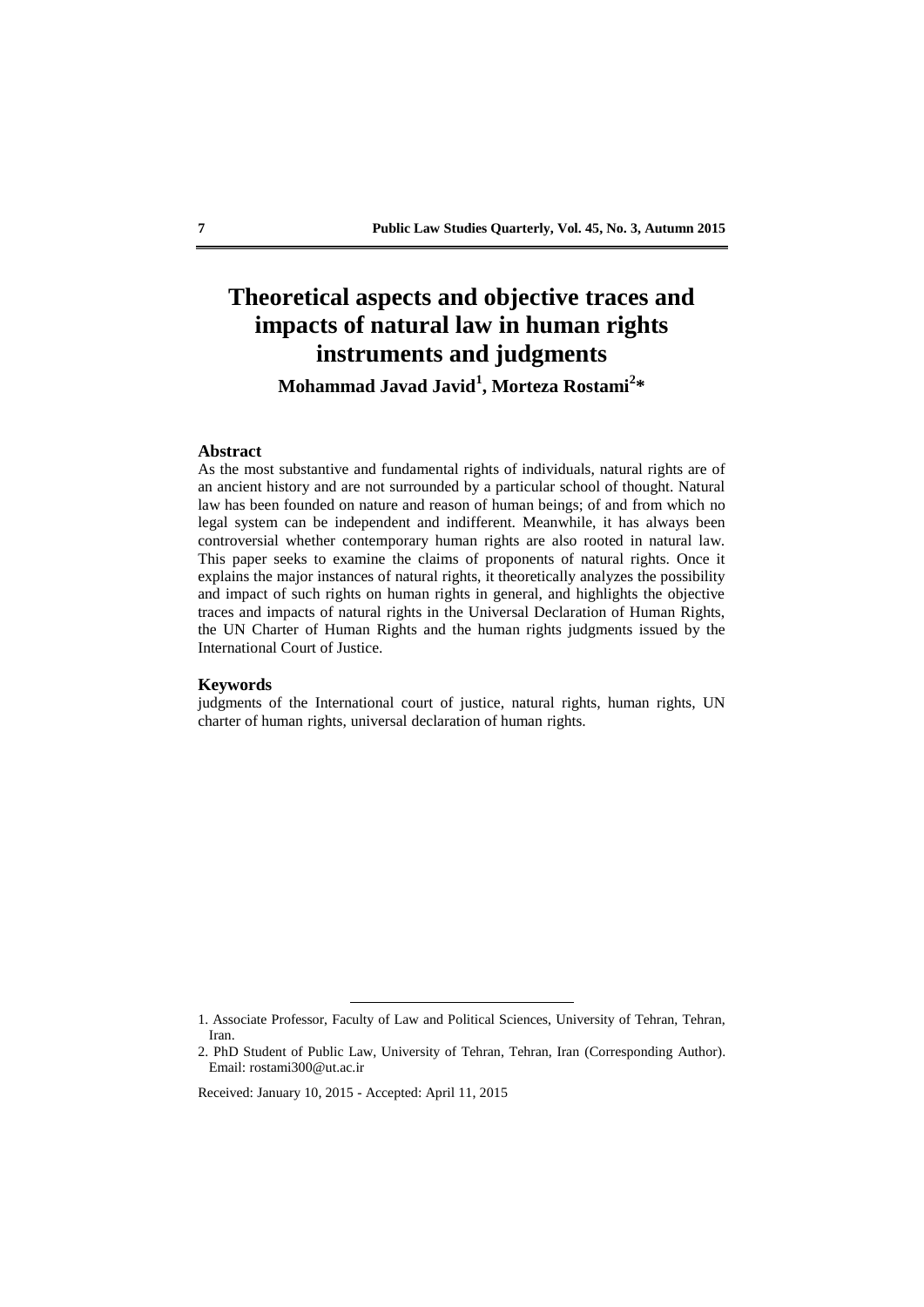# Theoretical aspects and objective traces and impacts of natural law in human rights instruments and judgments

**Mohammad Javad Javid[1], Morteza Rostami[2]***

## Abstract

As the most substantive and fundamental rights of individuals, natural rights are of an ancient history and are not surrounded by a particular school of thought. Natural law has been founded on nature and reason of human beings; of and from which no legal system can be independent and indifferent. Meanwhile, it has always been controversial whether contemporary human rights are also rooted in natural law. This paper seeks to examine the claims of proponents of natural rights. Once it explains the major instances of natural rights, it theoretically analyzes the possibility and impact of such rights on human rights in general, and highlights the objective traces and impacts of natural rights in the Universal Declaration of Human Rights, the UN Charter of Human Rights and the human rights judgments issued by the International Court of Justice.

## Keywords

judgments of the International court of justice, natural rights, human rights, UN charter of human rights, universal declaration of human rights.

---

1. Associate Professor, Faculty of Law and Political Sciences, University of Tehran, Tehran, Iran.

2. PhD Student of Public Law, University of Tehran, Tehran, Iran (Corresponding Author). Email: rostami300@ut.ac.ir

Received: January 10, 2015 - Accepted: April 11, 2015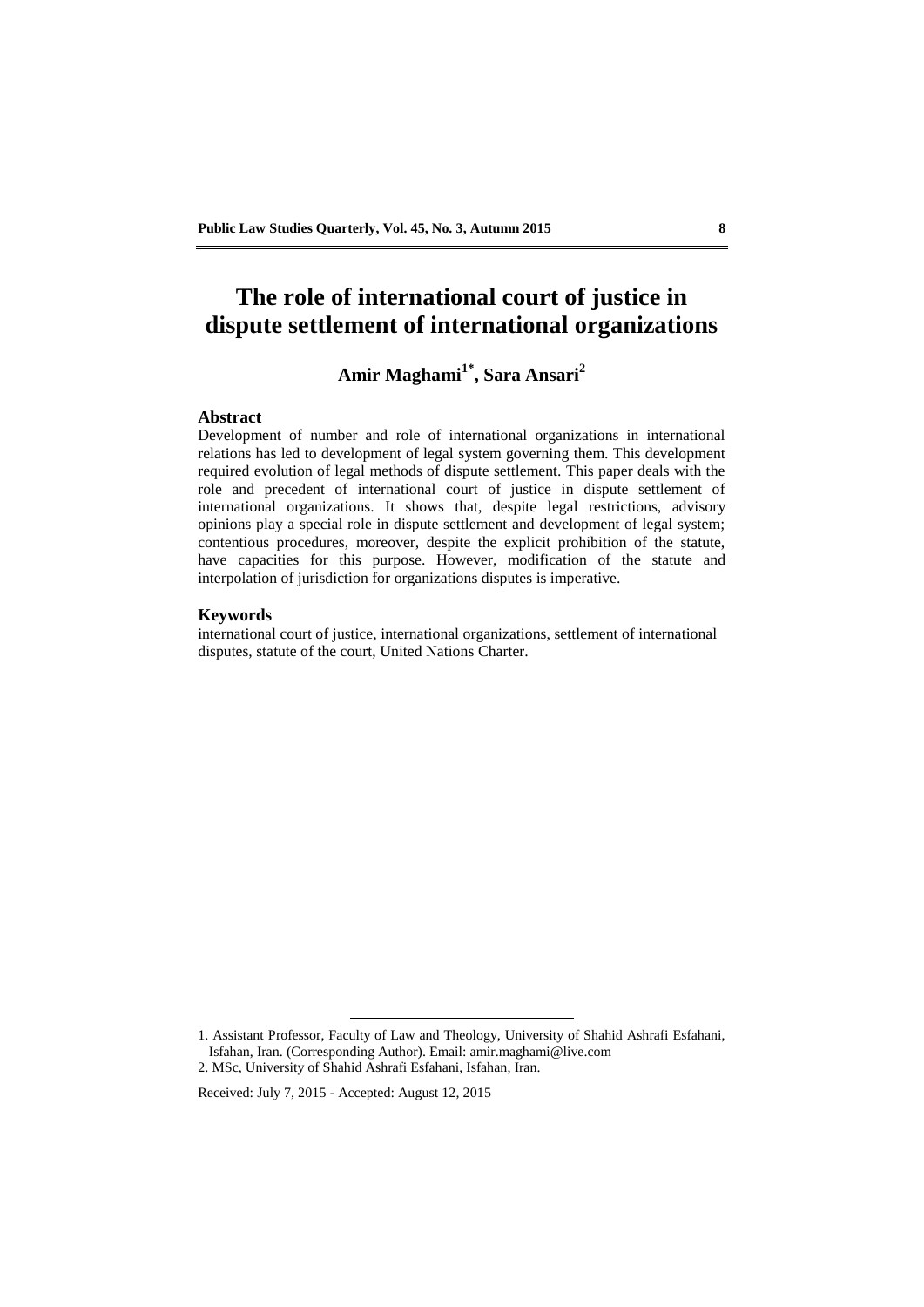# The role of international court of justice in dispute settlement of international organizations

**Amir Maghami[1*], Sara Ansari[2]**

## Abstract

Development of number and role of international organizations in international relations has led to development of legal system governing them. This development required evolution of legal methods of dispute settlement. This paper deals with the role and precedent of international court of justice in dispute settlement of international organizations. It shows that, despite legal restrictions, advisory opinions play a special role in dispute settlement and development of legal system; contentious procedures, moreover, despite the explicit prohibition of the statute, have capacities for this purpose. However, modification of the statute and interpolation of jurisdiction for organizations disputes is imperative.

## Keywords

international court of justice, international organizations, settlement of international disputes, statute of the court, United Nations Charter.

---

1. Assistant Professor, Faculty of Law and Theology, University of Shahid Ashrafi Esfahani, Isfahan, Iran. (Corresponding Author). Email: amir.maghami@live.com
2. MSc, University of Shahid Ashrafi Esfahani, Isfahan, Iran.

Received: July 7, 2015 - Accepted: August 12, 2015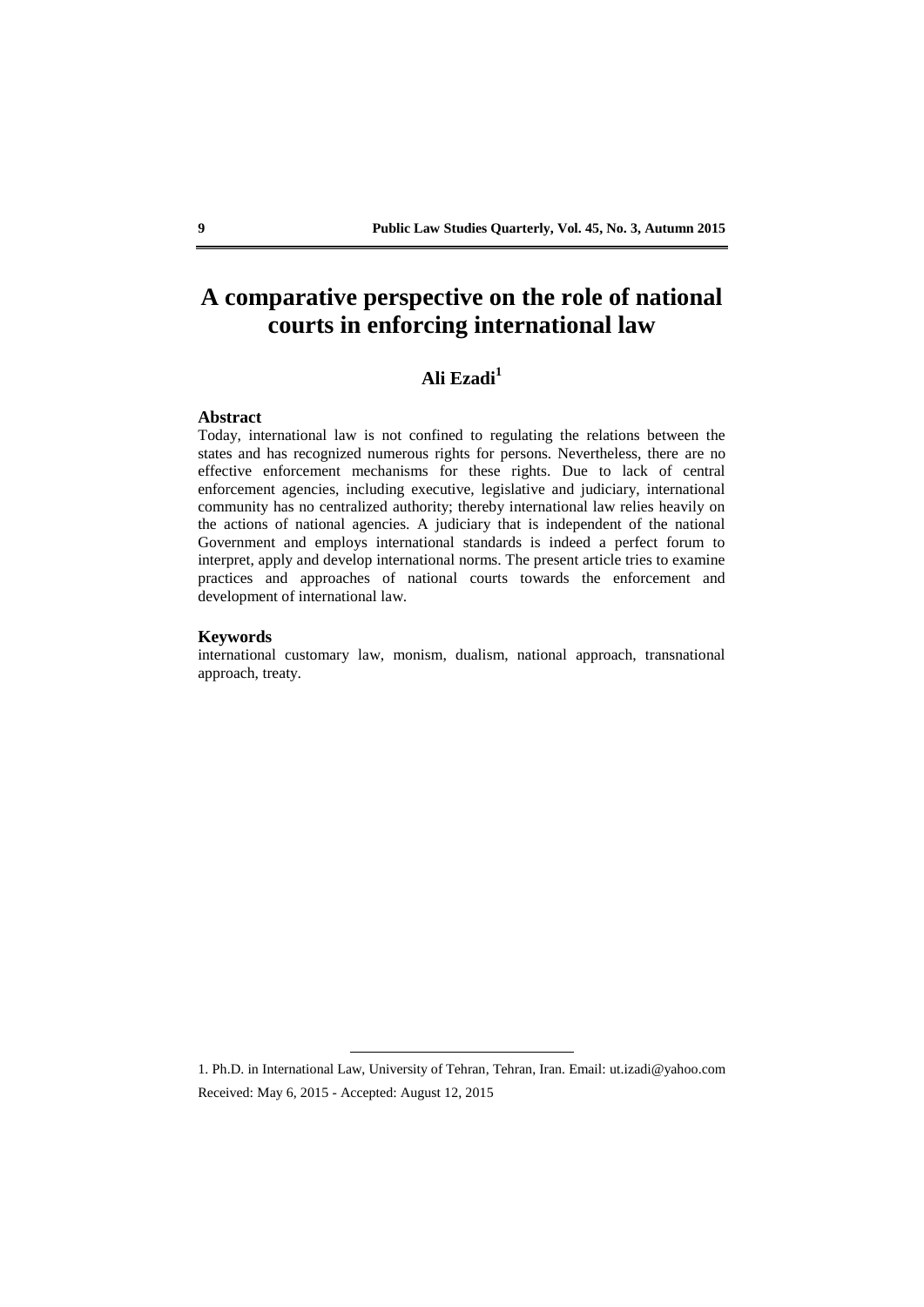# A comparative perspective on the role of national courts in enforcing international law

**Ali Ezadi**[1]

## Abstract

Today, international law is not confined to regulating the relations between the states and has recognized numerous rights for persons. Nevertheless, there are no effective enforcement mechanisms for these rights. Due to lack of central enforcement agencies, including executive, legislative and judiciary, international community has no centralized authority; thereby international law relies heavily on the actions of national agencies. A judiciary that is independent of the national Government and employs international standards is indeed a perfect forum to interpret, apply and develop international norms. The present article tries to examine practices and approaches of national courts towards the enforcement and development of international law.

## Keywords

international customary law, monism, dualism, national approach, transnational approach, treaty.

---

1. Ph.D. in International Law, University of Tehran, Tehran, Iran. Email: ut.izadi@yahoo.com

Received: May 6, 2015 - Accepted: August 12, 2015